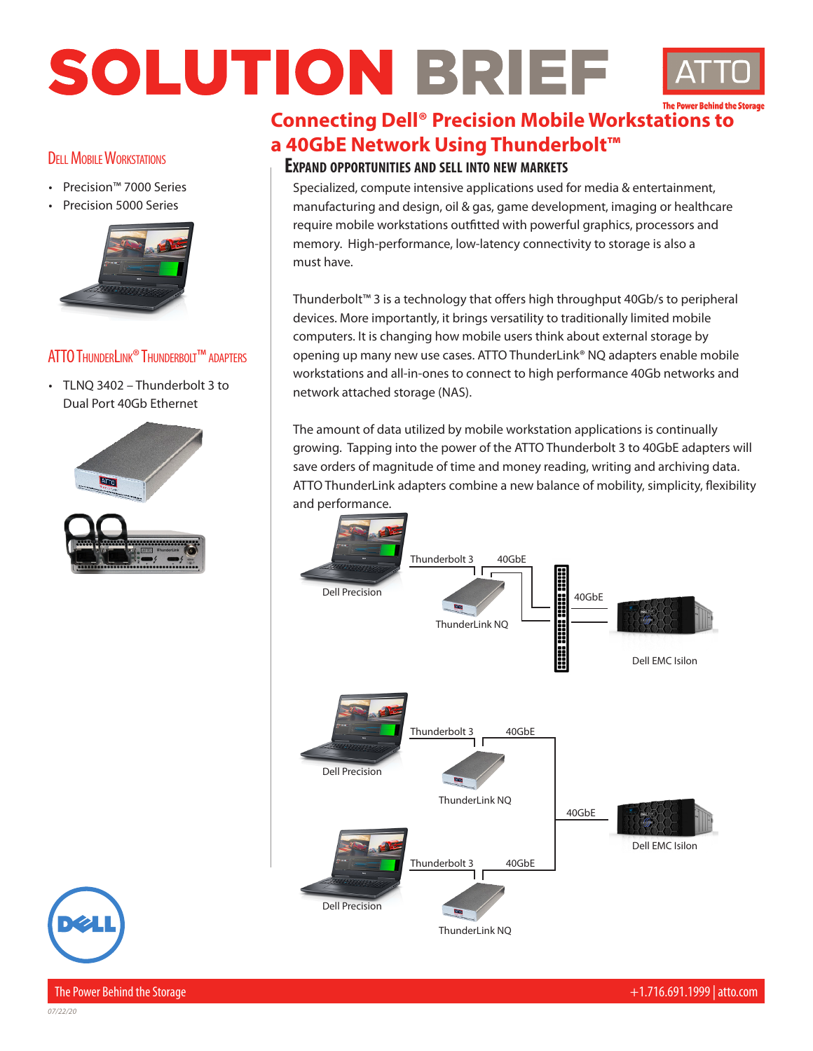# SOLUTION BRIEF

ATTO
The Power Behind the Storage

## Connecting Dell® Precision Mobile Workstations to a 40GbE Network Using Thunderbolt™

### Dell Mobile Workstations

- Precision™ 7000 Series
- Precision 5000 Series

### ATTO ThunderLink® Thunderbolt™ Adapters

- TLNQ 3402 – Thunderbolt 3 to Dual Port 40Gb Ethernet

### Expand Opportunities and Sell into New Markets

Specialized, compute intensive applications used for media & entertainment, manufacturing and design, oil & gas, game development, imaging or healthcare require mobile workstations outfitted with powerful graphics, processors and memory. High-performance, low-latency connectivity to storage is also a must have.

Thunderbolt™ 3 is a technology that offers high throughput 40Gb/s to peripheral devices. More importantly, it brings versatility to traditionally limited mobile computers. It is changing how mobile users think about external storage by opening up many new use cases. ATTO ThunderLink® NQ adapters enable mobile workstations and all-in-ones to connect to high performance 40Gb networks and network attached storage (NAS).

The amount of data utilized by mobile workstation applications is continually growing. Tapping into the power of the ATTO Thunderbolt 3 to 40GbE adapters will save orders of magnitude of time and money reading, writing and archiving data. ATTO ThunderLink adapters combine a new balance of mobility, simplicity, flexibility and performance.

Dell Precision
Thunderbolt 3
40GbE
ThunderLink NQ
40GbE
Dell EMC Isilon

Dell Precision
Thunderbolt 3
40GbE
ThunderLink NQ
40GbE
Dell EMC Isilon
Dell Precision
Thunderbolt 3
40GbE
ThunderLink NQ

The Power Behind the Storage +1.716.691.1999 | atto.com

07/22/20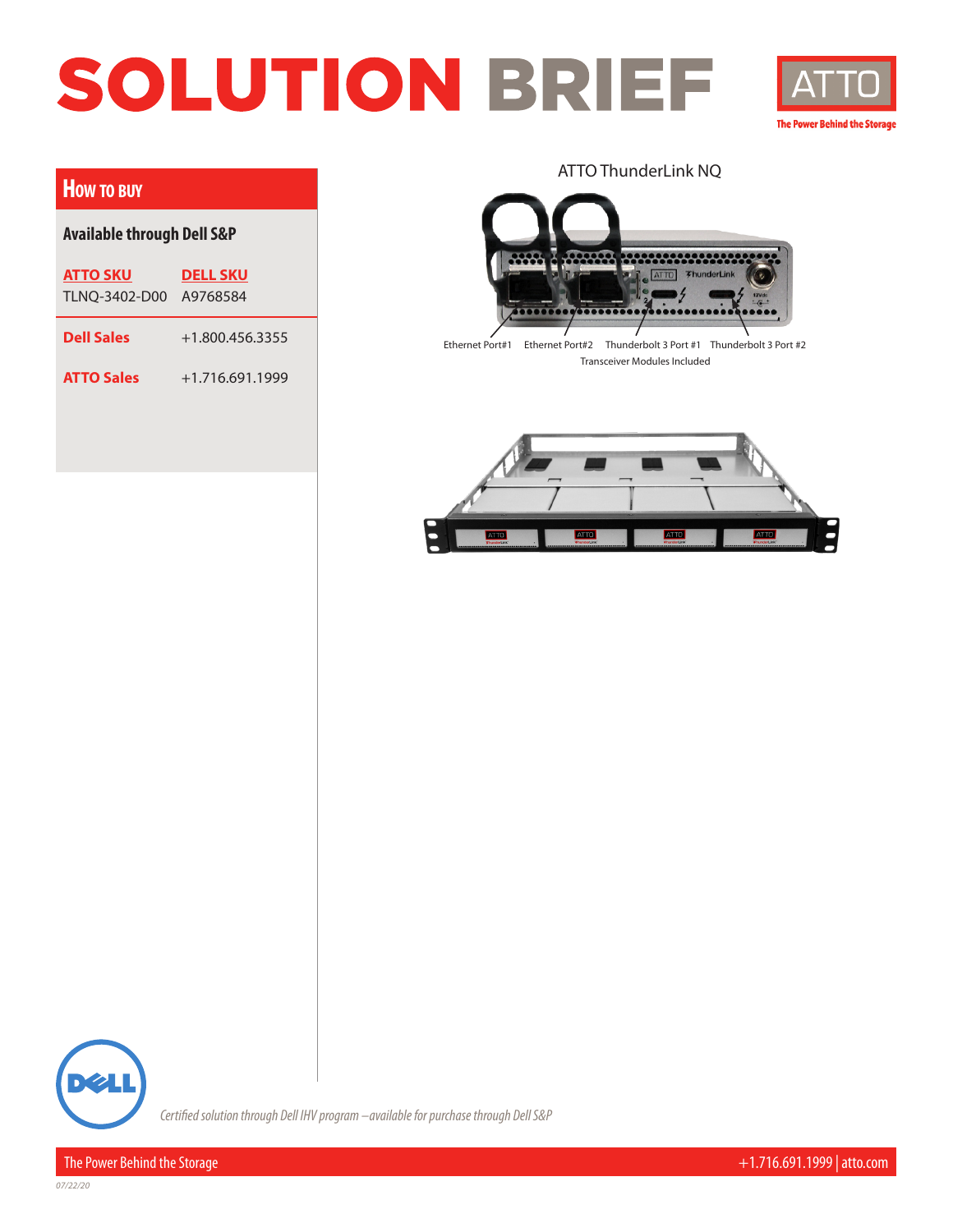# SOLUTION BRIEF

ATTO
The Power Behind the Storage

## How to Buy

**Available through Dell S&P**

| ATTO SKU | DELL SKU |
|---|---|
| TLNQ-3402-D00 | A9768584 |

| | |
|---|---|
| **Dell Sales** | +1.800.456.3355 |
| **ATTO Sales** | +1.716.691.1999 |

ATTO ThunderLink NQ

Ethernet Port#1 Ethernet Port#2 Thunderbolt 3 Port #1 Thunderbolt 3 Port #2

Transceiver Modules Included

*Certified solution through Dell IHV program –available for purchase through Dell S&P*

The Power Behind the Storage +1.716.691.1999 | atto.com

*07/22/20*